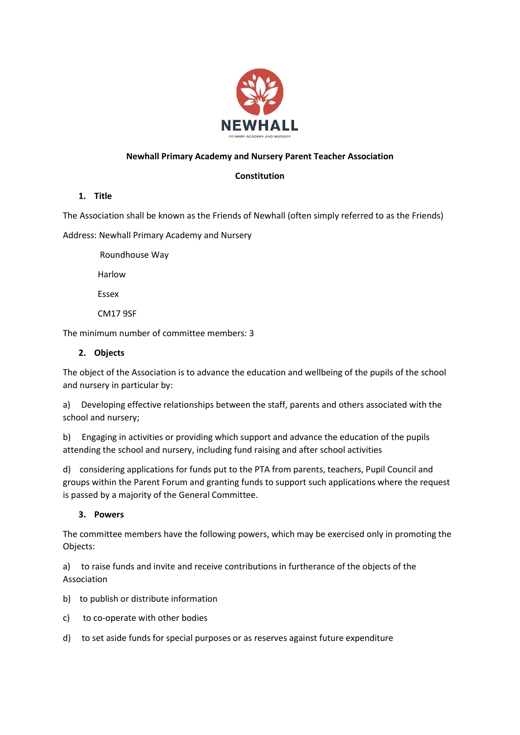NEWHALL

PRIMARY ACADEMY AND NURSERY

**Newhall Primary Academy and Nursery Parent Teacher Association**

**Constitution**

## 1. Title

The Association shall be known as the Friends of Newhall (often simply referred to as the Friends)

Address: Newhall Primary Academy and Nursery

Roundhouse Way

Harlow

Essex

CM17 9SF

The minimum number of committee members: 3

## 2. Objects

The object of the Association is to advance the education and wellbeing of the pupils of the school and nursery in particular by:

a) Developing effective relationships between the staff, parents and others associated with the school and nursery;

b) Engaging in activities or providing which support and advance the education of the pupils attending the school and nursery, including fund raising and after school activities

d) considering applications for funds put to the PTA from parents, teachers, Pupil Council and groups within the Parent Forum and granting funds to support such applications where the request is passed by a majority of the General Committee.

## 3. Powers

The committee members have the following powers, which may be exercised only in promoting the Objects:

a) to raise funds and invite and receive contributions in furtherance of the objects of the Association

b) to publish or distribute information

c) to co-operate with other bodies

d) to set aside funds for special purposes or as reserves against future expenditure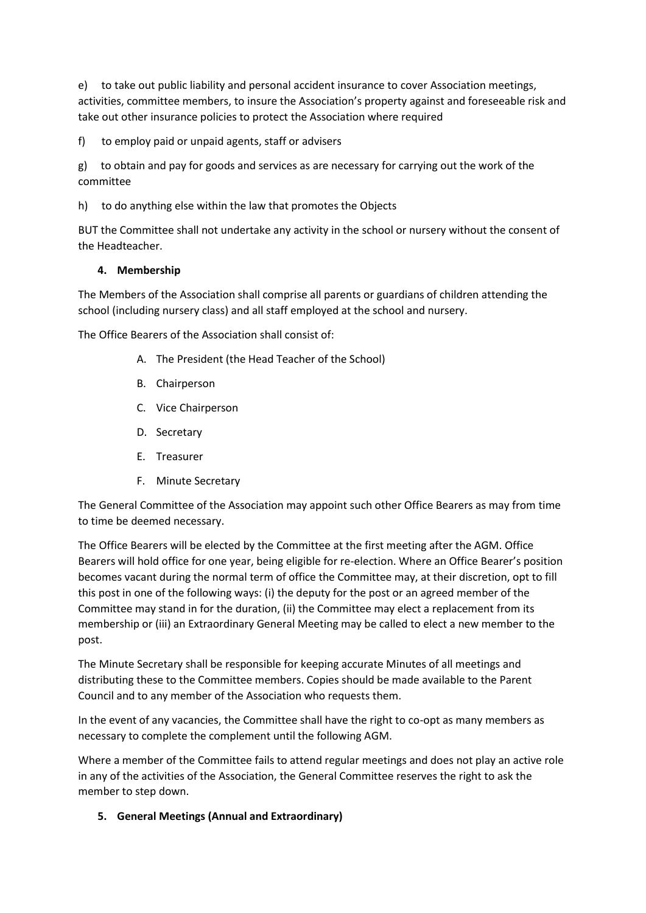e) to take out public liability and personal accident insurance to cover Association meetings, activities, committee members, to insure the Association's property against and foreseeable risk and take out other insurance policies to protect the Association where required

f) to employ paid or unpaid agents, staff or advisers

g) to obtain and pay for goods and services as are necessary for carrying out the work of the committee

h) to do anything else within the law that promotes the Objects

BUT the Committee shall not undertake any activity in the school or nursery without the consent of the Headteacher.

**4. Membership**

The Members of the Association shall comprise all parents or guardians of children attending the school (including nursery class) and all staff employed at the school and nursery.

The Office Bearers of the Association shall consist of:

A. The President (the Head Teacher of the School)

B. Chairperson

C. Vice Chairperson

D. Secretary

E. Treasurer

F. Minute Secretary

The General Committee of the Association may appoint such other Office Bearers as may from time to time be deemed necessary.

The Office Bearers will be elected by the Committee at the first meeting after the AGM. Office Bearers will hold office for one year, being eligible for re-election. Where an Office Bearer's position becomes vacant during the normal term of office the Committee may, at their discretion, opt to fill this post in one of the following ways: (i) the deputy for the post or an agreed member of the Committee may stand in for the duration, (ii) the Committee may elect a replacement from its membership or (iii) an Extraordinary General Meeting may be called to elect a new member to the post.

The Minute Secretary shall be responsible for keeping accurate Minutes of all meetings and distributing these to the Committee members. Copies should be made available to the Parent Council and to any member of the Association who requests them.

In the event of any vacancies, the Committee shall have the right to co-opt as many members as necessary to complete the complement until the following AGM.

Where a member of the Committee fails to attend regular meetings and does not play an active role in any of the activities of the Association, the General Committee reserves the right to ask the member to step down.

**5. General Meetings (Annual and Extraordinary)**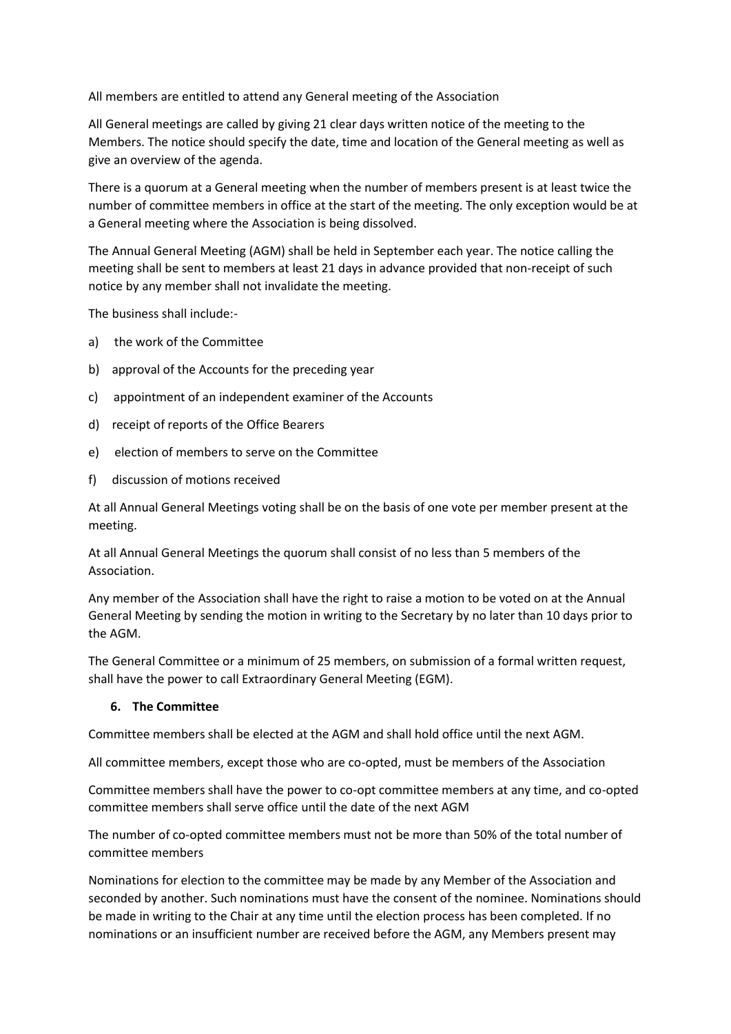All members are entitled to attend any General meeting of the Association

All General meetings are called by giving 21 clear days written notice of the meeting to the Members. The notice should specify the date, time and location of the General meeting as well as give an overview of the agenda.

There is a quorum at a General meeting when the number of members present is at least twice the number of committee members in office at the start of the meeting. The only exception would be at a General meeting where the Association is being dissolved.

The Annual General Meeting (AGM) shall be held in September each year. The notice calling the meeting shall be sent to members at least 21 days in advance provided that non-receipt of such notice by any member shall not invalidate the meeting.

The business shall include:-

a) the work of the Committee

b) approval of the Accounts for the preceding year

c) appointment of an independent examiner of the Accounts

d) receipt of reports of the Office Bearers

e) election of members to serve on the Committee

f) discussion of motions received

At all Annual General Meetings voting shall be on the basis of one vote per member present at the meeting.

At all Annual General Meetings the quorum shall consist of no less than 5 members of the Association.

Any member of the Association shall have the right to raise a motion to be voted on at the Annual General Meeting by sending the motion in writing to the Secretary by no later than 10 days prior to the AGM.

The General Committee or a minimum of 25 members, on submission of a formal written request, shall have the power to call Extraordinary General Meeting (EGM).

## 6. The Committee

Committee members shall be elected at the AGM and shall hold office until the next AGM.

All committee members, except those who are co-opted, must be members of the Association

Committee members shall have the power to co-opt committee members at any time, and co-opted committee members shall serve office until the date of the next AGM

The number of co-opted committee members must not be more than 50% of the total number of committee members

Nominations for election to the committee may be made by any Member of the Association and seconded by another. Such nominations must have the consent of the nominee. Nominations should be made in writing to the Chair at any time until the election process has been completed. If no nominations or an insufficient number are received before the AGM, any Members present may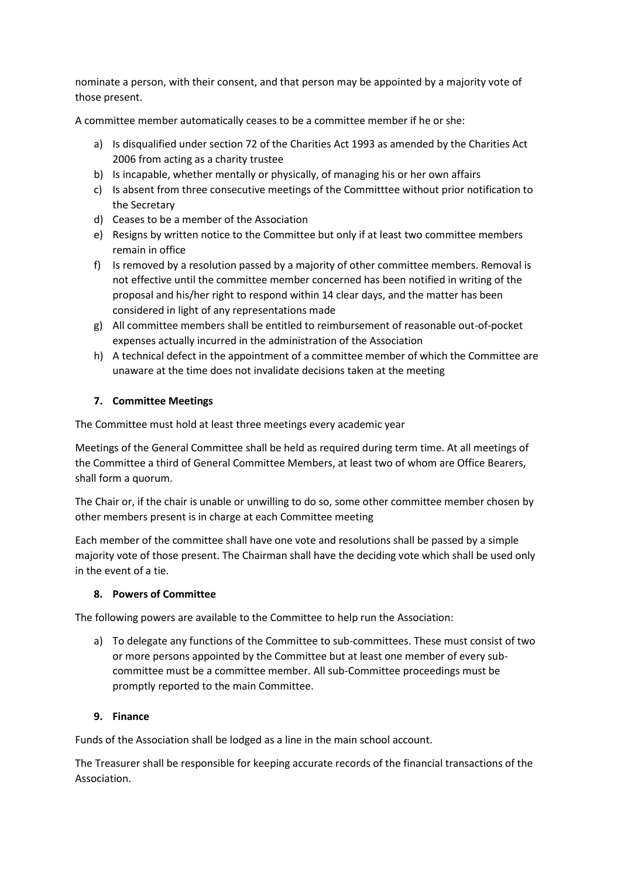nominate a person, with their consent, and that person may be appointed by a majority vote of those present.

A committee member automatically ceases to be a committee member if he or she:

a) Is disqualified under section 72 of the Charities Act 1993 as amended by the Charities Act 2006 from acting as a charity trustee
b) Is incapable, whether mentally or physically, of managing his or her own affairs
c) Is absent from three consecutive meetings of the Committtee without prior notification to the Secretary
d) Ceases to be a member of the Association
e) Resigns by written notice to the Committee but only if at least two committee members remain in office
f) Is removed by a resolution passed by a majority of other committee members. Removal is not effective until the committee member concerned has been notified in writing of the proposal and his/her right to respond within 14 clear days, and the matter has been considered in light of any representations made
g) All committee members shall be entitled to reimbursement of reasonable out-of-pocket expenses actually incurred in the administration of the Association
h) A technical defect in the appointment of a committee member of which the Committee are unaware at the time does not invalidate decisions taken at the meeting

### 7. Committee Meetings

The Committee must hold at least three meetings every academic year

Meetings of the General Committee shall be held as required during term time. At all meetings of the Committee a third of General Committee Members, at least two of whom are Office Bearers, shall form a quorum.

The Chair or, if the chair is unable or unwilling to do so, some other committee member chosen by other members present is in charge at each Committee meeting

Each member of the committee shall have one vote and resolutions shall be passed by a simple majority vote of those present. The Chairman shall have the deciding vote which shall be used only in the event of a tie.

### 8. Powers of Committee

The following powers are available to the Committee to help run the Association:

a) To delegate any functions of the Committee to sub-committees. These must consist of two or more persons appointed by the Committee but at least one member of every sub-committee must be a committee member. All sub-Committee proceedings must be promptly reported to the main Committee.

### 9. Finance

Funds of the Association shall be lodged as a line in the main school account.

The Treasurer shall be responsible for keeping accurate records of the financial transactions of the Association.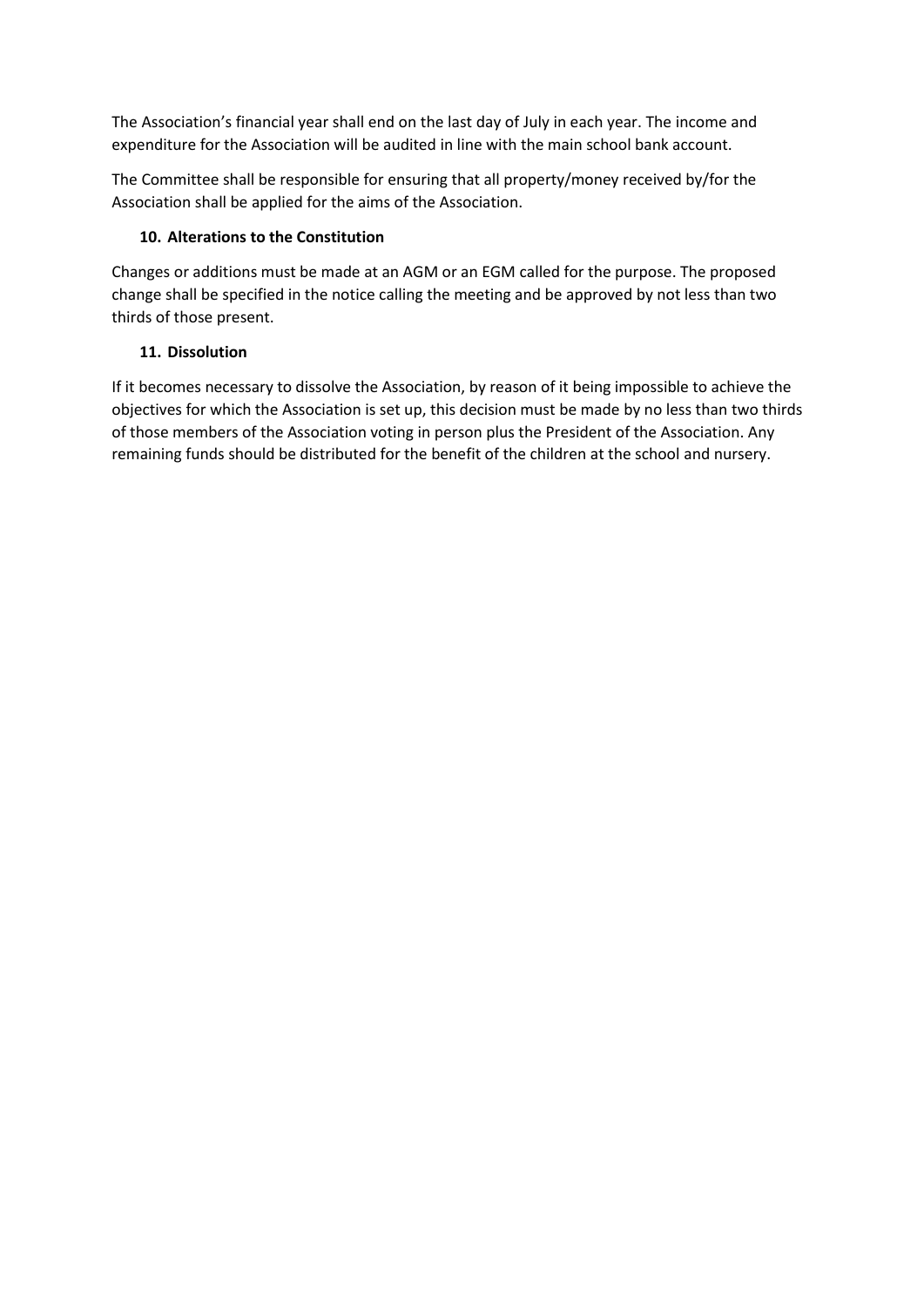The Association's financial year shall end on the last day of July in each year. The income and expenditure for the Association will be audited in line with the main school bank account.

The Committee shall be responsible for ensuring that all property/money received by/for the Association shall be applied for the aims of the Association.

### 10. Alterations to the Constitution

Changes or additions must be made at an AGM or an EGM called for the purpose. The proposed change shall be specified in the notice calling the meeting and be approved by not less than two thirds of those present.

### 11. Dissolution

If it becomes necessary to dissolve the Association, by reason of it being impossible to achieve the objectives for which the Association is set up, this decision must be made by no less than two thirds of those members of the Association voting in person plus the President of the Association. Any remaining funds should be distributed for the benefit of the children at the school and nursery.